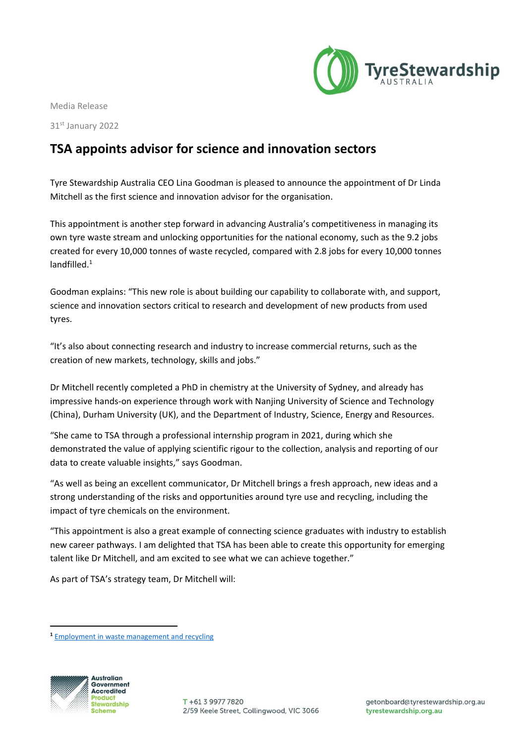Media Release

31st January 2022

# TSA appoints advisor for science and innovation sectors

Tyre Stewardship Australia CEO Lina Goodman is pleased to announce the appointment of Dr Linda Mitchell as the first science and innovation advisor for the organisation.

This appointment is another step forward in advancing Australia's competitiveness in managing its own tyre waste stream and unlocking opportunities for the national economy, such as the 9.2 jobs created for every 10,000 tonnes of waste recycled, compared with 2.8 jobs for every 10,000 tonnes landfilled.[1]

Goodman explains: "This new role is about building our capability to collaborate with, and support, science and innovation sectors critical to research and development of new products from used tyres.

"It's also about connecting research and industry to increase commercial returns, such as the creation of new markets, technology, skills and jobs."

Dr Mitchell recently completed a PhD in chemistry at the University of Sydney, and already has impressive hands-on experience through work with Nanjing University of Science and Technology (China), Durham University (UK), and the Department of Industry, Science, Energy and Resources.

"She came to TSA through a professional internship program in 2021, during which she demonstrated the value of applying scientific rigour to the collection, analysis and reporting of our data to create valuable insights," says Goodman.

"As well as being an excellent communicator, Dr Mitchell brings a fresh approach, new ideas and a strong understanding of the risks and opportunities around tyre use and recycling, including the impact of tyre chemicals on the environment.

"This appointment is also a great example of connecting science graduates with industry to establish new career pathways. I am delighted that TSA has been able to create this opportunity for emerging talent like Dr Mitchell, and am excited to see what we can achieve together."

As part of TSA's strategy team, Dr Mitchell will:

---

[1] Employment in waste management and recycling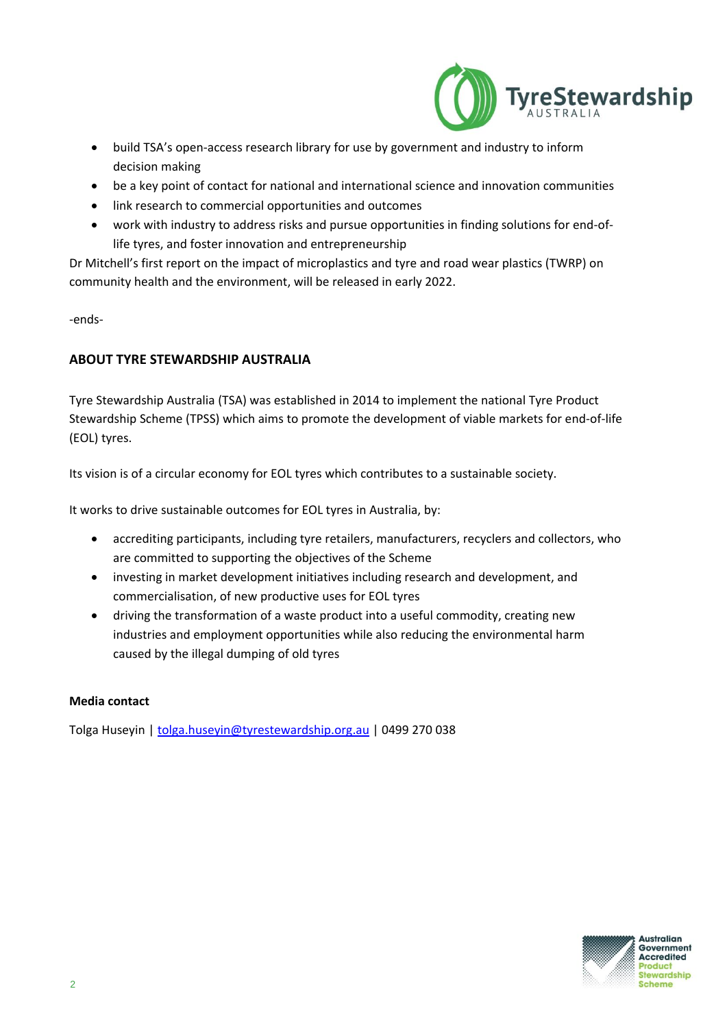- build TSA's open-access research library for use by government and industry to inform decision making
- be a key point of contact for national and international science and innovation communities
- link research to commercial opportunities and outcomes
- work with industry to address risks and pursue opportunities in finding solutions for end-of-life tyres, and foster innovation and entrepreneurship

Dr Mitchell's first report on the impact of microplastics and tyre and road wear plastics (TWRP) on community health and the environment, will be released in early 2022.

-ends-

**ABOUT TYRE STEWARDSHIP AUSTRALIA**

Tyre Stewardship Australia (TSA) was established in 2014 to implement the national Tyre Product Stewardship Scheme (TPSS) which aims to promote the development of viable markets for end-of-life (EOL) tyres.

Its vision is of a circular economy for EOL tyres which contributes to a sustainable society.

It works to drive sustainable outcomes for EOL tyres in Australia, by:

- accrediting participants, including tyre retailers, manufacturers, recyclers and collectors, who are committed to supporting the objectives of the Scheme
- investing in market development initiatives including research and development, and commercialisation, of new productive uses for EOL tyres
- driving the transformation of a waste product into a useful commodity, creating new industries and employment opportunities while also reducing the environmental harm caused by the illegal dumping of old tyres

**Media contact**

Tolga Huseyin | tolga.huseyin@tyrestewardship.org.au | 0499 270 038